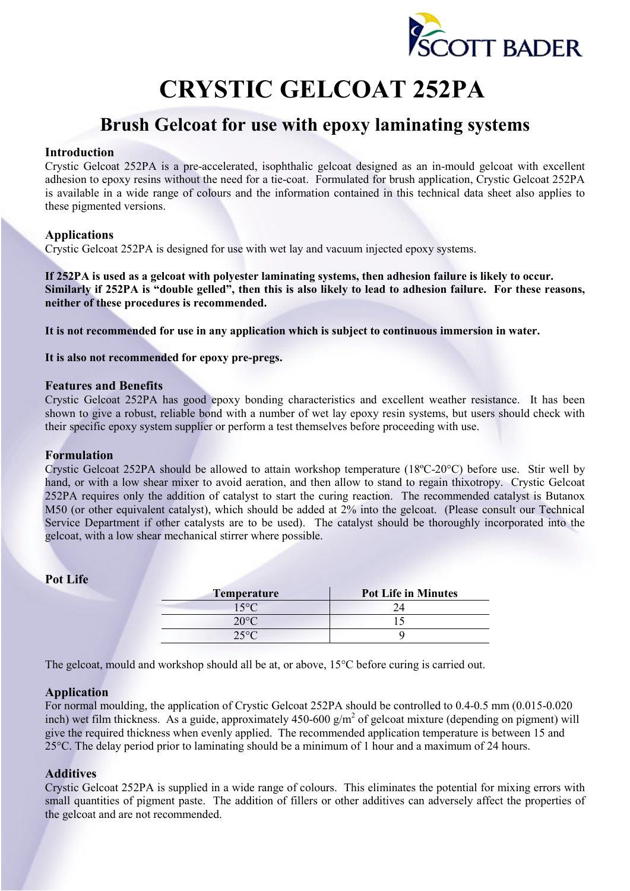# CRYSTIC GELCOAT 252PA

## Brush Gelcoat for use with epoxy laminating systems

### Introduction

Crystic Gelcoat 252PA is a pre-accelerated, isophthalic gelcoat designed as an in-mould gelcoat with excellent adhesion to epoxy resins without the need for a tie-coat. Formulated for brush application, Crystic Gelcoat 252PA is available in a wide range of colours and the information contained in this technical data sheet also applies to these pigmented versions.

### Applications

Crystic Gelcoat 252PA is designed for use with wet lay and vacuum injected epoxy systems.

**If 252PA is used as a gelcoat with polyester laminating systems, then adhesion failure is likely to occur. Similarly if 252PA is "double gelled", then this is also likely to lead to adhesion failure. For these reasons, neither of these procedures is recommended.**

**It is not recommended for use in any application which is subject to continuous immersion in water.**

**It is also not recommended for epoxy pre-pregs.**

### Features and Benefits

Crystic Gelcoat 252PA has good epoxy bonding characteristics and excellent weather resistance. It has been shown to give a robust, reliable bond with a number of wet lay epoxy resin systems, but users should check with their specific epoxy system supplier or perform a test themselves before proceeding with use.

### Formulation

Crystic Gelcoat 252PA should be allowed to attain workshop temperature (18ºC-20°C) before use. Stir well by hand, or with a low shear mixer to avoid aeration, and then allow to stand to regain thixotropy. Crystic Gelcoat 252PA requires only the addition of catalyst to start the curing reaction. The recommended catalyst is Butanox M50 (or other equivalent catalyst), which should be added at 2% into the gelcoat. (Please consult our Technical Service Department if other catalysts are to be used). The catalyst should be thoroughly incorporated into the gelcoat, with a low shear mechanical stirrer where possible.

### Pot Life

| Temperature | Pot Life in Minutes |
|---|---|
| 15°C | 24 |
| 20°C | 15 |
| 25°C | 9 |

The gelcoat, mould and workshop should all be at, or above, 15°C before curing is carried out.

### Application

For normal moulding, the application of Crystic Gelcoat 252PA should be controlled to 0.4-0.5 mm (0.015-0.020 inch) wet film thickness. As a guide, approximately 450-600 g/m$^2$ of gelcoat mixture (depending on pigment) will give the required thickness when evenly applied. The recommended application temperature is between 15 and 25°C. The delay period prior to laminating should be a minimum of 1 hour and a maximum of 24 hours.

### Additives

Crystic Gelcoat 252PA is supplied in a wide range of colours. This eliminates the potential for mixing errors with small quantities of pigment paste. The addition of fillers or other additives can adversely affect the properties of the gelcoat and are not recommended.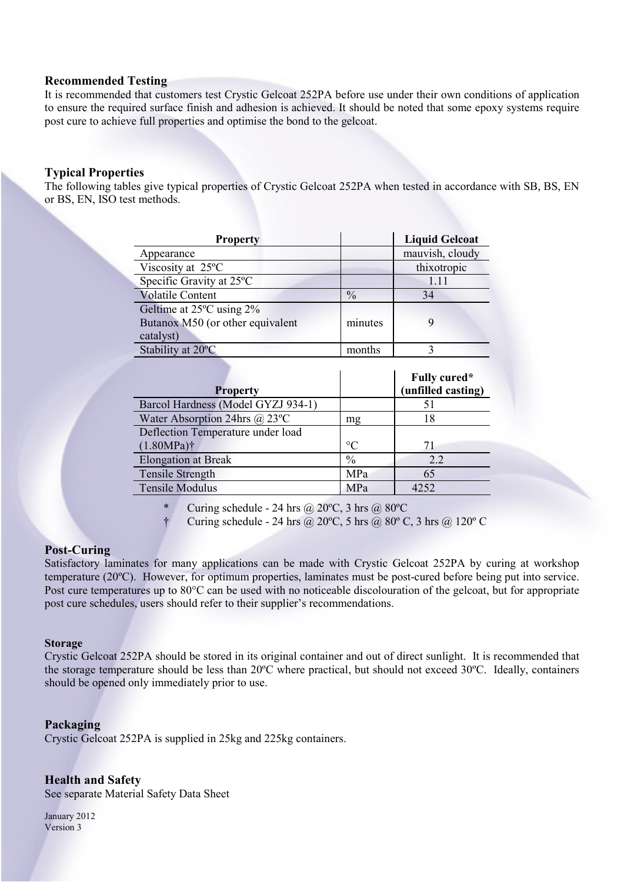## Recommended Testing

It is recommended that customers test Crystic Gelcoat 252PA before use under their own conditions of application to ensure the required surface finish and adhesion is achieved. It should be noted that some epoxy systems require post cure to achieve full properties and optimise the bond to the gelcoat.

## Typical Properties

The following tables give typical properties of Crystic Gelcoat 252PA when tested in accordance with SB, BS, EN or BS, EN, ISO test methods.

| Property | | Liquid Gelcoat |
|---|---|---|
| Appearance | | mauvish, cloudy |
| Viscosity at 25ºC | | thixotropic |
| Specific Gravity at 25ºC | | 1.11 |
| Volatile Content | % | 34 |
| Geltime at 25ºC using 2% Butanox M50 (or other equivalent catalyst) | minutes | 9 |
| Stability at 20ºC | months | 3 |

| Property | | Fully cured* (unfilled casting) |
|---|---|---|
| Barcol Hardness (Model GYZJ 934-1) | | 51 |
| Water Absorption 24hrs @ 23ºC | mg | 18 |
| Deflection Temperature under load (1.80MPa)† | °C | 71 |
| Elongation at Break | % | 2.2 |
| Tensile Strength | MPa | 65 |
| Tensile Modulus | MPa | 4252 |

\* Curing schedule - 24 hrs @ 20ºC, 3 hrs @ 80ºC

† Curing schedule - 24 hrs @ 20ºC, 5 hrs @ 80º C, 3 hrs @ 120º C

## Post-Curing

Satisfactory laminates for many applications can be made with Crystic Gelcoat 252PA by curing at workshop temperature (20ºC). However, for optimum properties, laminates must be post-cured before being put into service. Post cure temperatures up to 80°C can be used with no noticeable discolouration of the gelcoat, but for appropriate post cure schedules, users should refer to their supplier's recommendations.

### Storage

Crystic Gelcoat 252PA should be stored in its original container and out of direct sunlight. It is recommended that the storage temperature should be less than 20ºC where practical, but should not exceed 30ºC. Ideally, containers should be opened only immediately prior to use.

## Packaging

Crystic Gelcoat 252PA is supplied in 25kg and 225kg containers.

## Health and Safety

See separate Material Safety Data Sheet

January 2012
Version 3